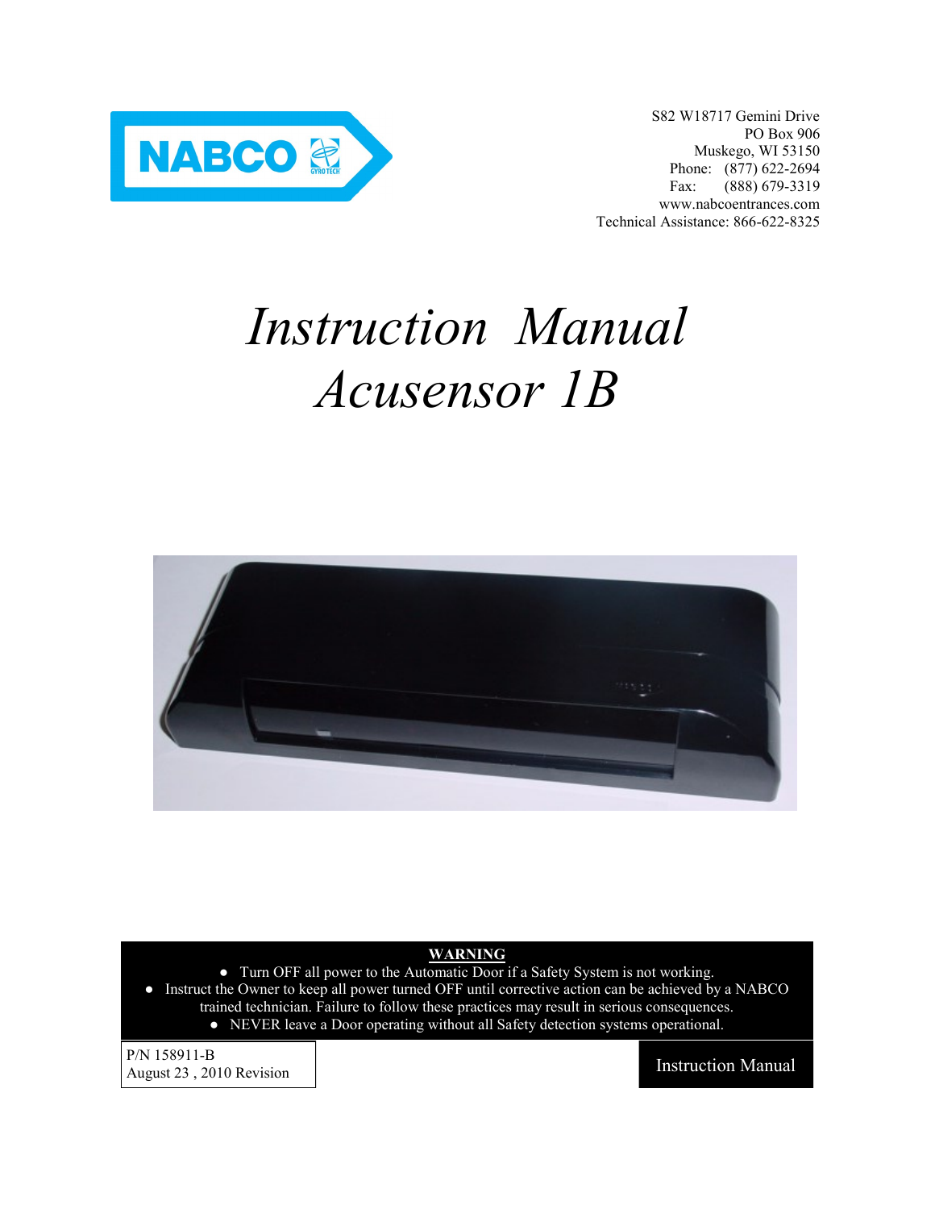NABCO GYROTECH

S82 W18717 Gemini Drive
PO Box 906
Muskego, WI 53150
Phone: (877) 622-2694
Fax: (888) 679-3319
www.nabcoentrances.com
Technical Assistance: 866-622-8325

# *Instruction Manual*
# *Acusensor 1B*

**WARNING**

- Turn OFF all power to the Automatic Door if a Safety System is not working.
- Instruct the Owner to keep all power turned OFF until corrective action can be achieved by a NABCO trained technician. Failure to follow these practices may result in serious consequences.
- NEVER leave a Door operating without all Safety detection systems operational.

P/N 158911-B
August 23 , 2010 Revision

Instruction Manual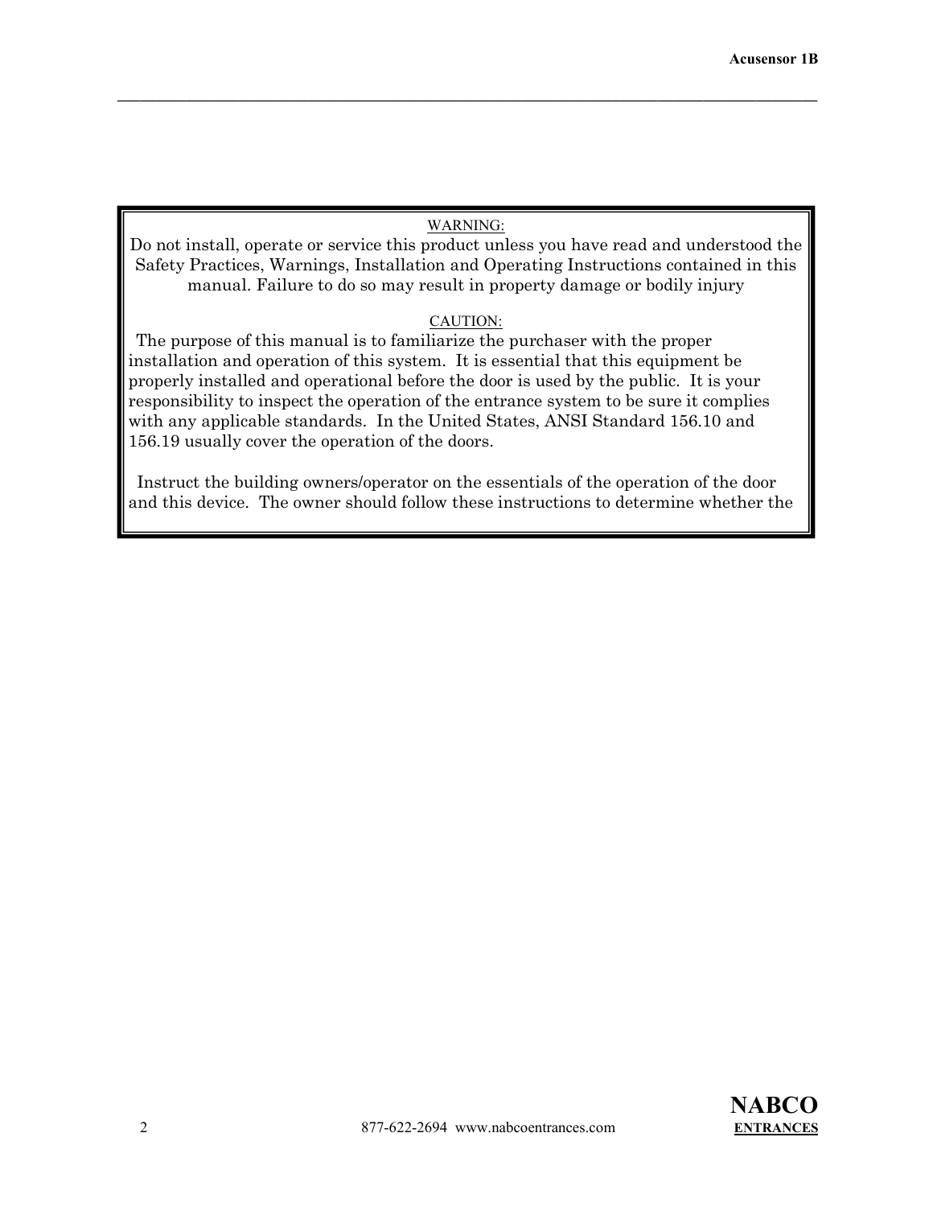WARNING:

Do not install, operate or service this product unless you have read and understood the Safety Practices, Warnings, Installation and Operating Instructions contained in this manual. Failure to do so may result in property damage or bodily injury

CAUTION:

The purpose of this manual is to familiarize the purchaser with the proper installation and operation of this system. It is essential that this equipment be properly installed and operational before the door is used by the public. It is your responsibility to inspect the operation of the entrance system to be sure it complies with any applicable standards. In the United States, ANSI Standard 156.10 and 156.19 usually cover the operation of the doors.

Instruct the building owners/operator on the essentials of the operation of the door and this device. The owner should follow these instructions to determine whether the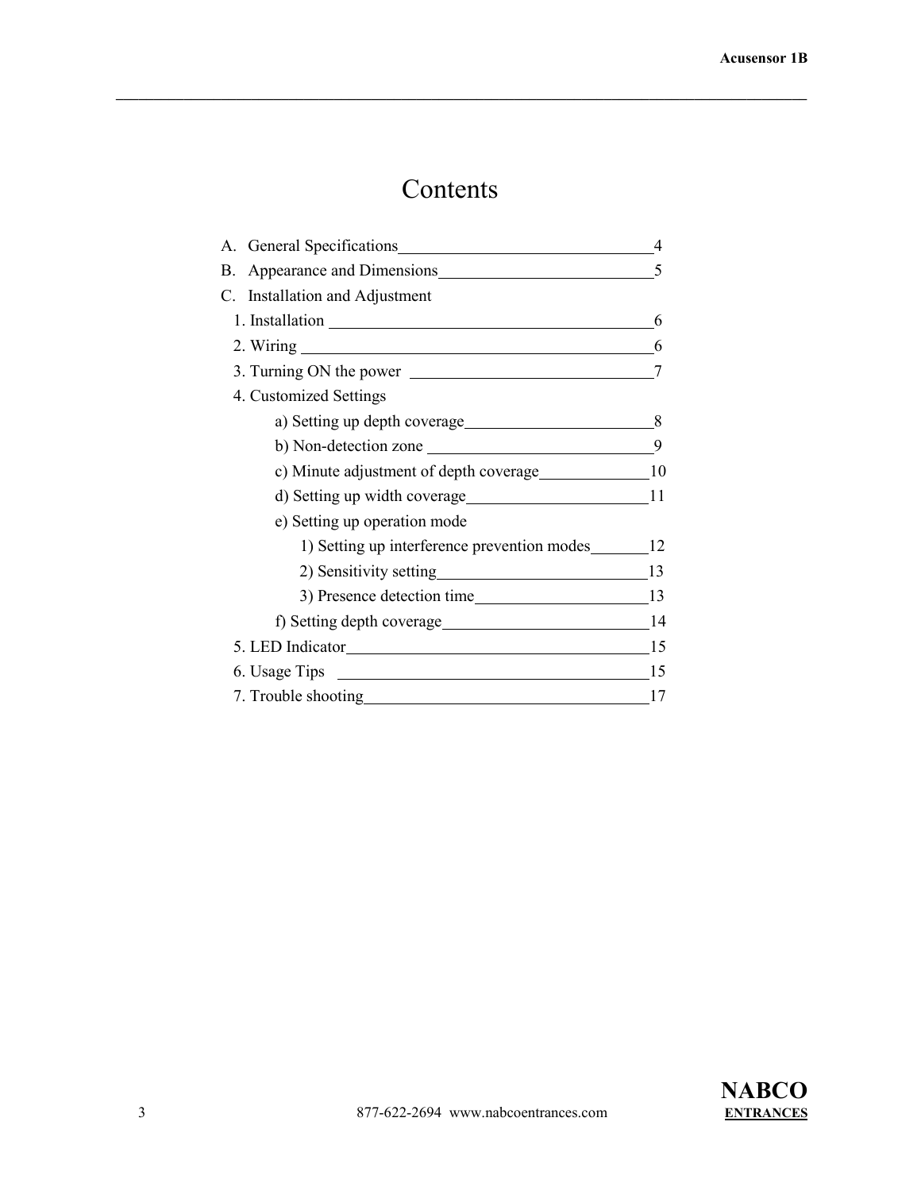# Contents

A. General Specifications 4
B. Appearance and Dimensions 5
C. Installation and Adjustment
- 1. Installation 6
- 2. Wiring 6
- 3. Turning ON the power 7
- 4. Customized Settings
  - a) Setting up depth coverage 8
  - b) Non-detection zone 9
  - c) Minute adjustment of depth coverage 10
  - d) Setting up width coverage 11
  - e) Setting up operation mode
    - 1) Setting up interference prevention modes 12
    - 2) Sensitivity setting 13
    - 3) Presence detection time 13
  - f) Setting depth coverage 14
- 5. LED Indicator 15
- 6. Usage Tips 15
- 7. Trouble shooting 17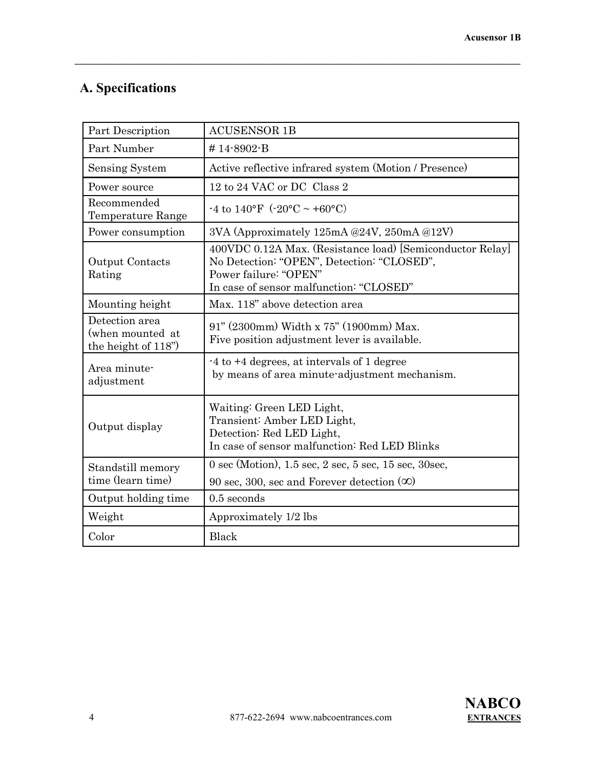## A. Specifications

| Part Description | ACUSENSOR 1B |
|---|---|
| Part Number | # 14-8902-B |
| Sensing System | Active reflective infrared system (Motion / Presence) |
| Power source | 12 to 24 VAC or DC Class 2 |
| Recommended Temperature Range | -4 to 140°F (-20°C ~ +60°C) |
| Power consumption | 3VA (Approximately 125mA @24V, 250mA @12V) |
| Output Contacts Rating | 400VDC 0.12A Max. (Resistance load) [Semiconductor Relay]<br>No Detection: "OPEN", Detection: "CLOSED",<br>Power failure: "OPEN"<br>In case of sensor malfunction: "CLOSED" |
| Mounting height | Max. 118" above detection area |
| Detection area (when mounted at the height of 118") | 91" (2300mm) Width x 75" (1900mm) Max.<br>Five position adjustment lever is available. |
| Area minute-adjustment | -4 to +4 degrees, at intervals of 1 degree by means of area minute-adjustment mechanism. |
| Output display | Waiting: Green LED Light,<br>Transient: Amber LED Light,<br>Detection: Red LED Light,<br>In case of sensor malfunction: Red LED Blinks |
| Standstill memory time (learn time) | 0 sec (Motion), 1.5 sec, 2 sec, 5 sec, 15 sec, 30sec,<br>90 sec, 300, sec and Forever detection (∞) |
| Output holding time | 0.5 seconds |
| Weight | Approximately 1/2 lbs |
| Color | Black |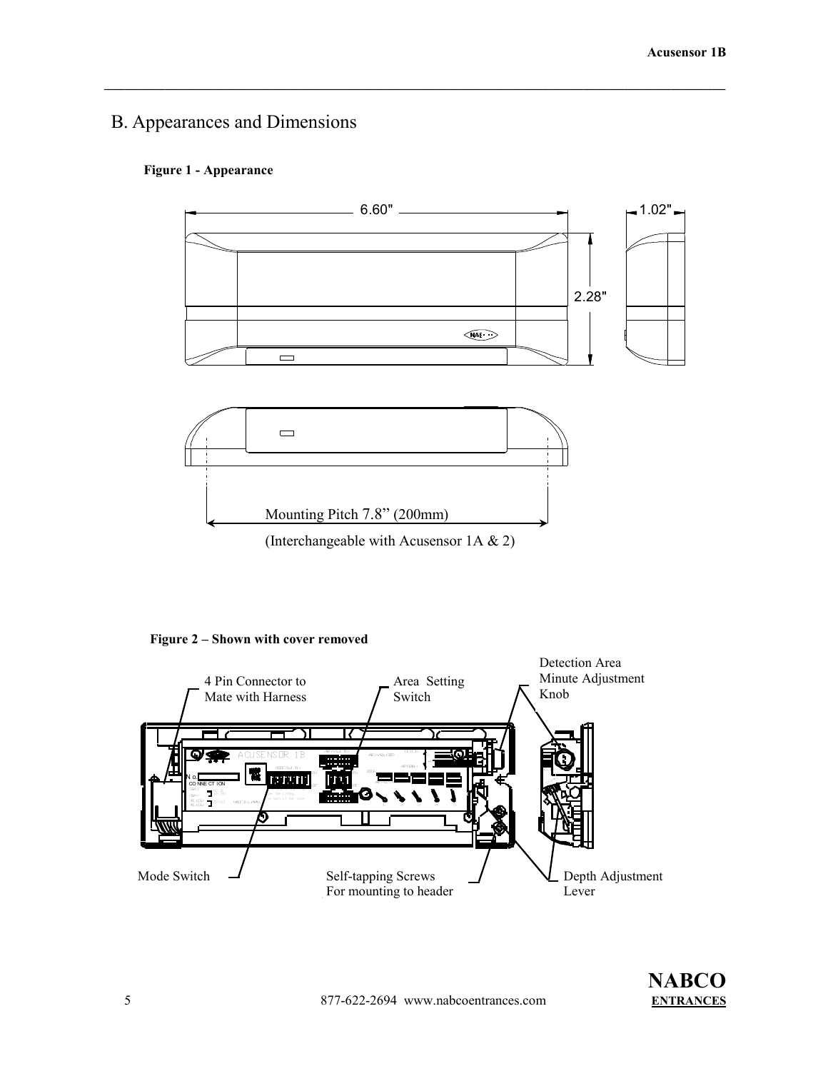## B. Appearances and Dimensions

**Figure 1 - Appearance**

6.60"

1.02"

2.28"

Mounting Pitch 7.8" (200mm)

(Interchangeable with Acusensor 1A & 2)

**Figure 2 – Shown with cover removed**

4 Pin Connector to Mate with Harness

Area Setting Switch

Detection Area Minute Adjustment Knob

Mode Switch

Self-tapping Screws For mounting to header

Depth Adjustment Lever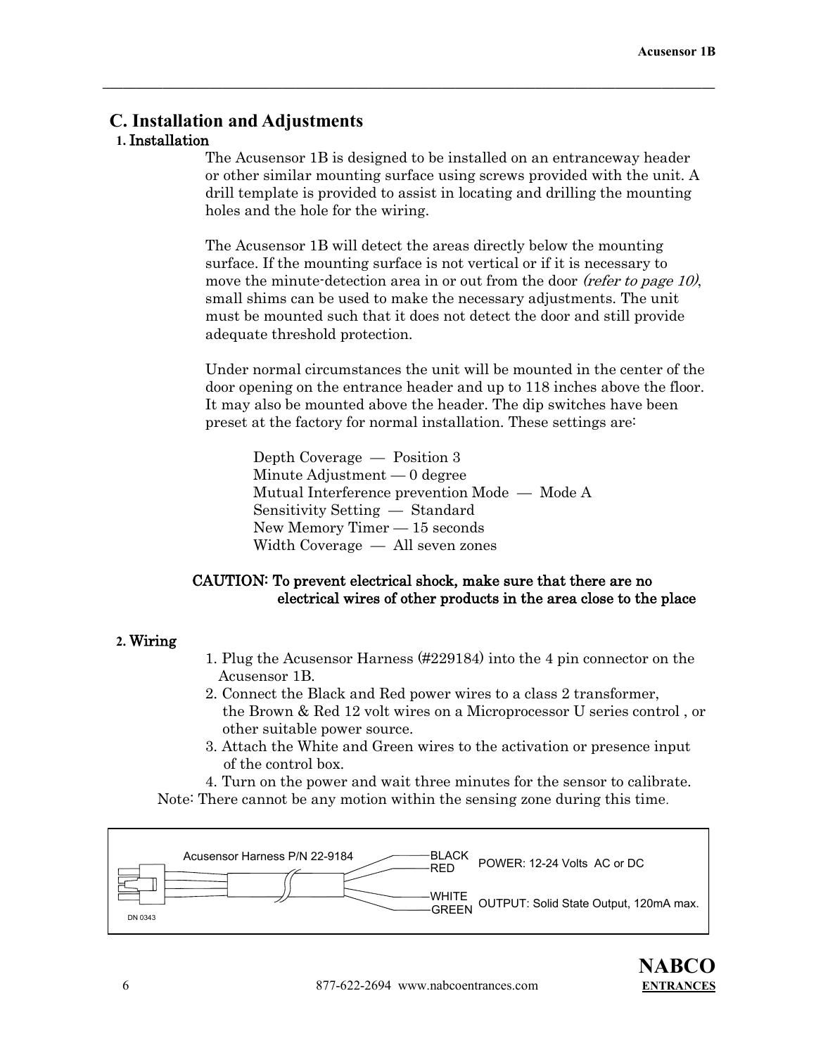## C. Installation and Adjustments

### 1. Installation

The Acusensor 1B is designed to be installed on an entranceway header or other similar mounting surface using screws provided with the unit. A drill template is provided to assist in locating and drilling the mounting holes and the hole for the wiring.

The Acusensor 1B will detect the areas directly below the mounting surface. If the mounting surface is not vertical or if it is necessary to move the minute-detection area in or out from the door *(refer to page 10)*, small shims can be used to make the necessary adjustments. The unit must be mounted such that it does not detect the door and still provide adequate threshold protection.

Under normal circumstances the unit will be mounted in the center of the door opening on the entrance header and up to 118 inches above the floor. It may also be mounted above the header. The dip switches have been preset at the factory for normal installation. These settings are:

Depth Coverage — Position 3
Minute Adjustment — 0 degree
Mutual Interference prevention Mode — Mode A
Sensitivity Setting — Standard
New Memory Timer — 15 seconds
Width Coverage — All seven zones

**CAUTION: To prevent electrical shock, make sure that there are no electrical wires of other products in the area close to the place**

### 2. Wiring

1. Plug the Acusensor Harness (#229184) into the 4 pin connector on the Acusensor 1B.
2. Connect the Black and Red power wires to a class 2 transformer, the Brown & Red 12 volt wires on a Microprocessor U series control , or other suitable power source.
3. Attach the White and Green wires to the activation or presence input of the control box.
4. Turn on the power and wait three minutes for the sensor to calibrate.

Note: There cannot be any motion within the sensing zone during this time.

Acusensor Harness P/N 22-9184

BLACK / RED — POWER: 12-24 Volts AC or DC

WHITE / GREEN — OUTPUT: Solid State Output, 120mA max.

DN 0343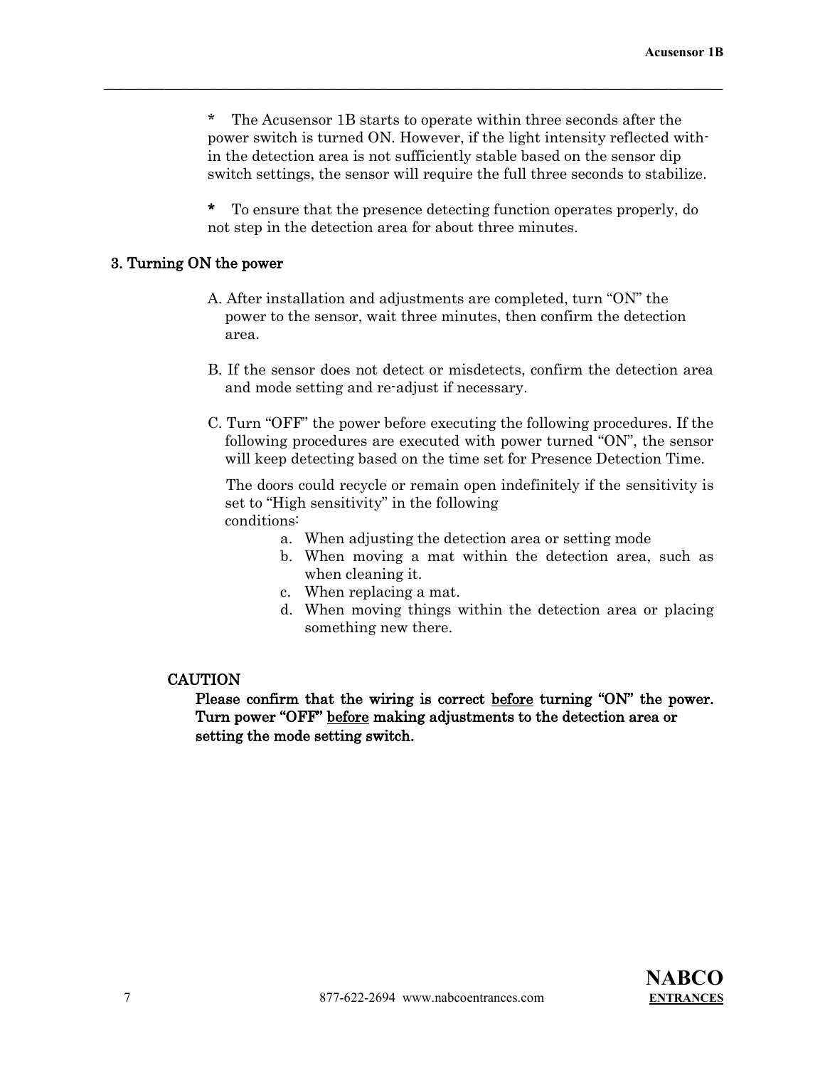\* The Acusensor 1B starts to operate within three seconds after the power switch is turned ON. However, if the light intensity reflected within the detection area is not sufficiently stable based on the sensor dip switch settings, the sensor will require the full three seconds to stabilize.

\* To ensure that the presence detecting function operates properly, do not step in the detection area for about three minutes.

### 3. Turning ON the power

A. After installation and adjustments are completed, turn "ON" the power to the sensor, wait three minutes, then confirm the detection area.

B. If the sensor does not detect or misdetects, confirm the detection area and mode setting and re-adjust if necessary.

C. Turn "OFF" the power before executing the following procedures. If the following procedures are executed with power turned "ON", the sensor will keep detecting based on the time set for Presence Detection Time.

The doors could recycle or remain open indefinitely if the sensitivity is set to "High sensitivity" in the following conditions:

a. When adjusting the detection area or setting mode
b. When moving a mat within the detection area, such as when cleaning it.
c. When replacing a mat.
d. When moving things within the detection area or placing something new there.

**CAUTION**

**Please confirm that the wiring is correct <u>before</u> turning "ON" the power. Turn power "OFF" <u>before</u> making adjustments to the detection area or setting the mode setting switch.**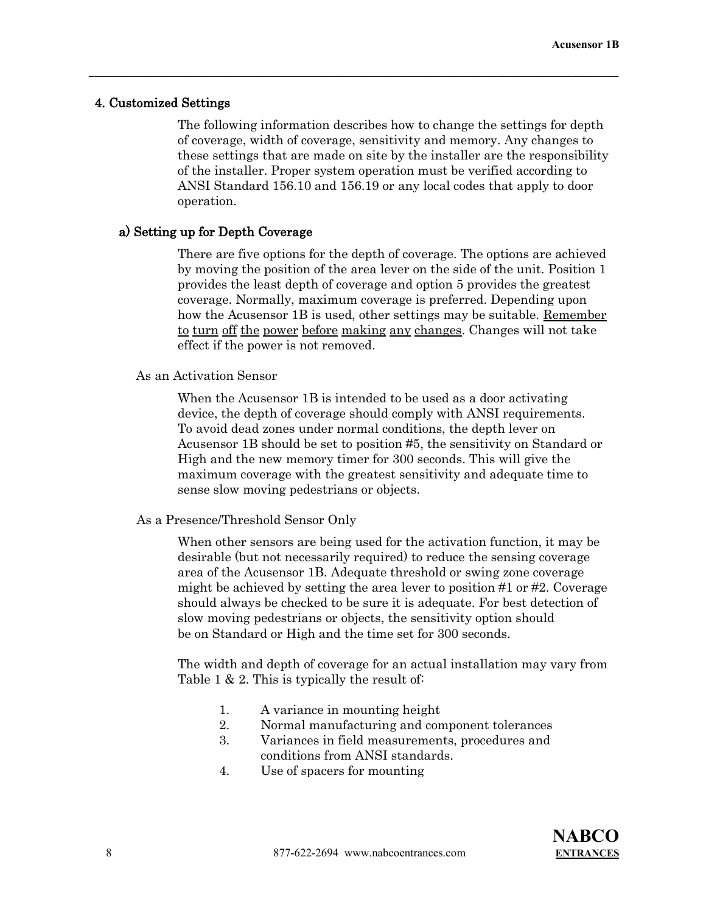## 4. Customized Settings

The following information describes how to change the settings for depth of coverage, width of coverage, sensitivity and memory. Any changes to these settings that are made on site by the installer are the responsibility of the installer. Proper system operation must be verified according to ANSI Standard 156.10 and 156.19 or any local codes that apply to door operation.

### a) Setting up for Depth Coverage

There are five options for the depth of coverage. The options are achieved by moving the position of the area lever on the side of the unit. Position 1 provides the least depth of coverage and option 5 provides the greatest coverage. Normally, maximum coverage is preferred. Depending upon how the Acusensor 1B is used, other settings may be suitable. <u>Remember to turn off the power before making any changes</u>. Changes will not take effect if the power is not removed.

As an Activation Sensor

When the Acusensor 1B is intended to be used as a door activating device, the depth of coverage should comply with ANSI requirements. To avoid dead zones under normal conditions, the depth lever on Acusensor 1B should be set to position #5, the sensitivity on Standard or High and the new memory timer for 300 seconds. This will give the maximum coverage with the greatest sensitivity and adequate time to sense slow moving pedestrians or objects.

As a Presence/Threshold Sensor Only

When other sensors are being used for the activation function, it may be desirable (but not necessarily required) to reduce the sensing coverage area of the Acusensor 1B. Adequate threshold or swing zone coverage might be achieved by setting the area lever to position #1 or #2. Coverage should always be checked to be sure it is adequate. For best detection of slow moving pedestrians or objects, the sensitivity option should be on Standard or High and the time set for 300 seconds.

The width and depth of coverage for an actual installation may vary from Table 1 & 2. This is typically the result of:

1. A variance in mounting height
2. Normal manufacturing and component tolerances
3. Variances in field measurements, procedures and conditions from ANSI standards.
4. Use of spacers for mounting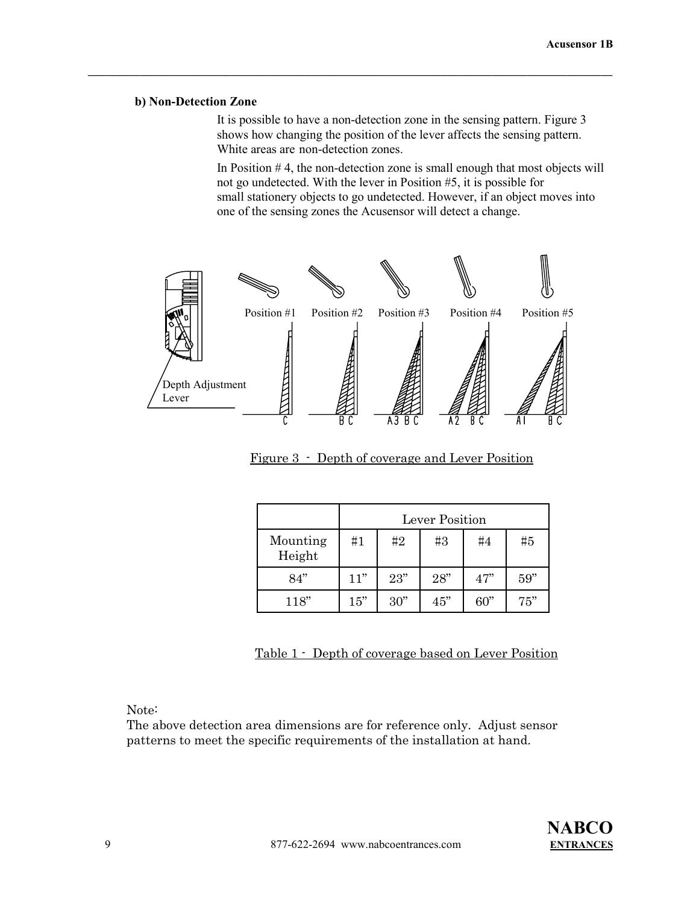**b) Non-Detection Zone**

It is possible to have a non-detection zone in the sensing pattern. Figure 3 shows how changing the position of the lever affects the sensing pattern. White areas are non-detection zones.

In Position # 4, the non-detection zone is small enough that most objects will not go undetected. With the lever in Position #5, it is possible for small stationery objects to go undetected. However, if an object moves into one of the sensing zones the Acusensor will detect a change.

Figure 3 - Depth of coverage and Lever Position

| | Lever Position | | | | |
|---|---|---|---|---|---|
| Mounting Height | #1 | #2 | #3 | #4 | #5 |
| 84" | 11" | 23" | 28" | 47" | 59" |
| 118" | 15" | 30" | 45" | 60" | 75" |

Table 1 - Depth of coverage based on Lever Position

Note:
The above detection area dimensions are for reference only. Adjust sensor patterns to meet the specific requirements of the installation at hand.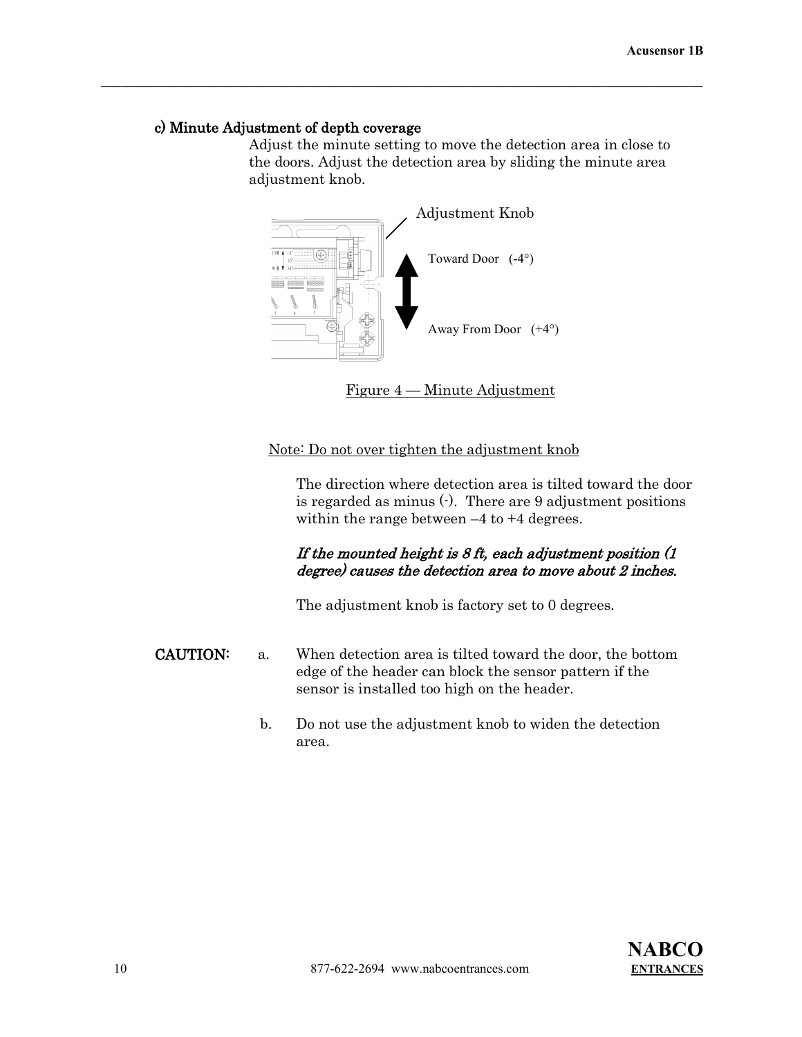### c) Minute Adjustment of depth coverage

Adjust the minute setting to move the detection area in close to the doors. Adjust the detection area by sliding the minute area adjustment knob.

Adjustment Knob

Toward Door (-4°)

Away From Door (+4°)

Figure 4 — Minute Adjustment

Note: Do not over tighten the adjustment knob

The direction where detection area is tilted toward the door is regarded as minus (-). There are 9 adjustment positions within the range between –4 to +4 degrees.

***If the mounted height is 8 ft, each adjustment position (1 degree) causes the detection area to move about 2 inches.***

The adjustment knob is factory set to 0 degrees.

**CAUTION:**

a. When detection area is tilted toward the door, the bottom edge of the header can block the sensor pattern if the sensor is installed too high on the header.

b. Do not use the adjustment knob to widen the detection area.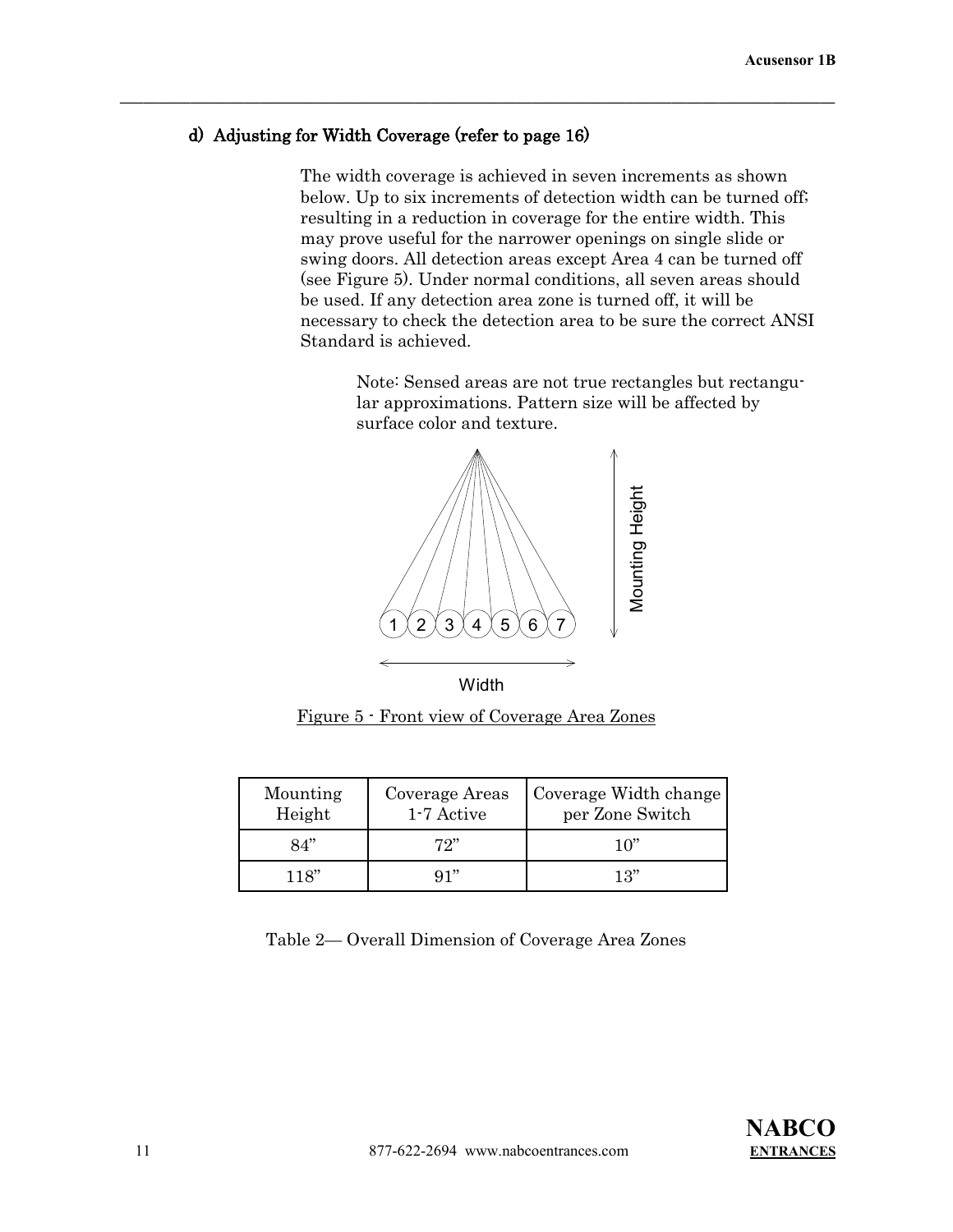### d) Adjusting for Width Coverage (refer to page 16)

The width coverage is achieved in seven increments as shown below. Up to six increments of detection width can be turned off; resulting in a reduction in coverage for the entire width. This may prove useful for the narrower openings on single slide or swing doors. All detection areas except Area 4 can be turned off (see Figure 5). Under normal conditions, all seven areas should be used. If any detection area zone is turned off, it will be necessary to check the detection area to be sure the correct ANSI Standard is achieved.

> Note: Sensed areas are not true rectangles but rectangular approximations. Pattern size will be affected by surface color and texture.

Figure 5 - Front view of Coverage Area Zones

| Mounting Height | Coverage Areas 1-7 Active | Coverage Width change per Zone Switch |
|---|---|---|
| 84" | 72" | 10" |
| 118" | 91" | 13" |

Table 2— Overall Dimension of Coverage Area Zones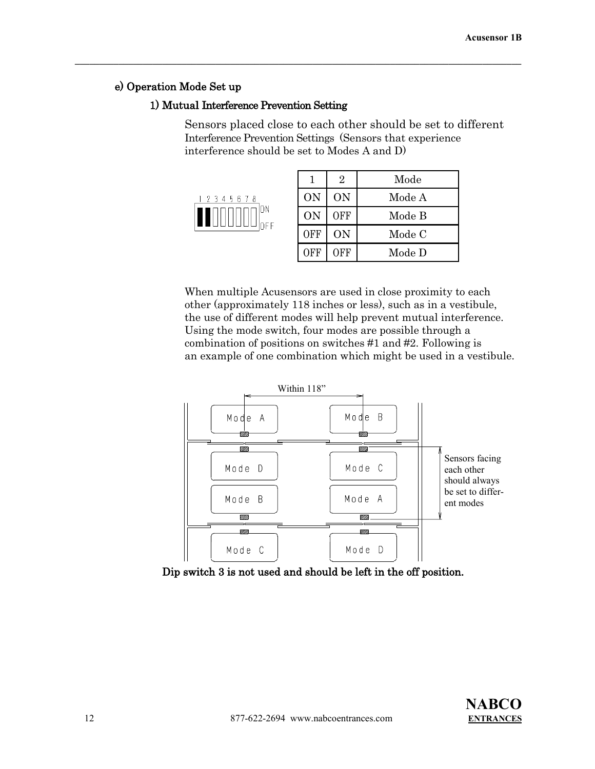### e) Operation Mode Set up

#### 1) Mutual Interference Prevention Setting

Sensors placed close to each other should be set to different Interference Prevention Settings (Sensors that experience interference should be set to Modes A and D)

| 1 | 2 | Mode |
|---|---|---|
| ON | ON | Mode A |
| ON | OFF | Mode B |
| OFF | ON | Mode C |
| OFF | OFF | Mode D |

When multiple Acusensors are used in close proximity to each other (approximately 118 inches or less), such as in a vestibule, the use of different modes will help prevent mutual interference. Using the mode switch, four modes are possible through a combination of positions on switches #1 and #2. Following is an example of one combination which might be used in a vestibule.

Within 118”

Mode A | Mode B

Mode D | Mode C

Mode B | Mode A

Mode C | Mode D

Sensors facing each other should always be set to different modes

**Dip switch 3 is not used and should be left in the off position.**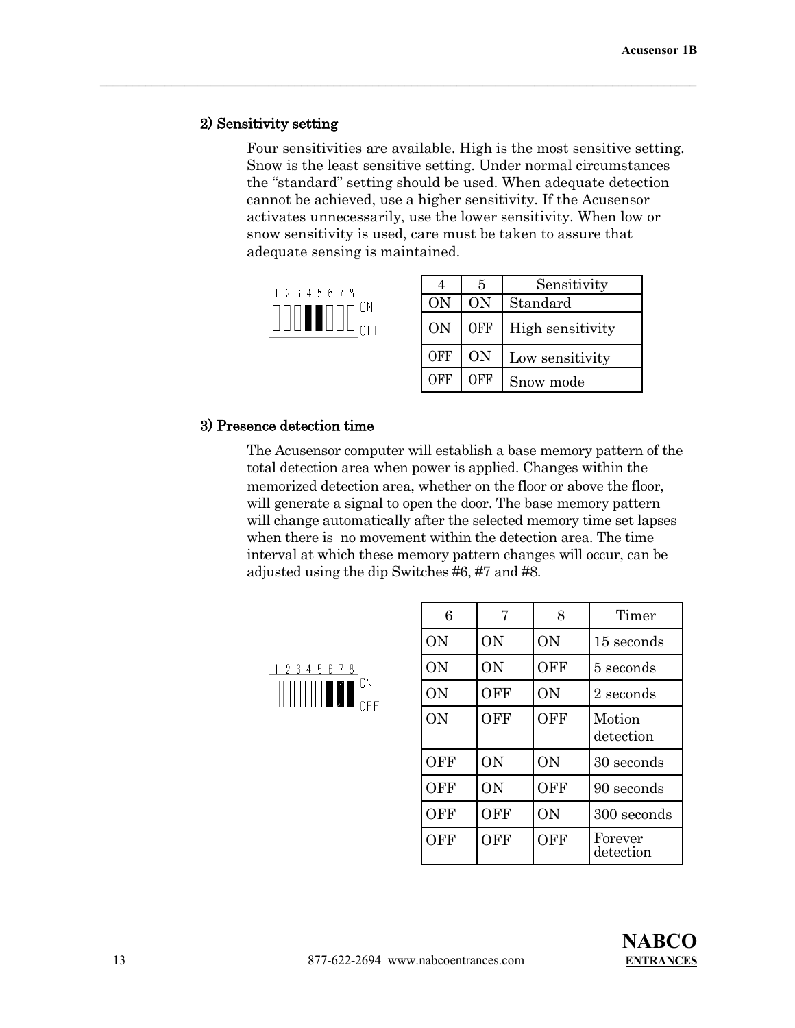## 2) Sensitivity setting

Four sensitivities are available. High is the most sensitive setting. Snow is the least sensitive setting. Under normal circumstances the “standard” setting should be used. When adequate detection cannot be achieved, use a higher sensitivity. If the Acusensor activates unnecessarily, use the lower sensitivity. When low or snow sensitivity is used, care must be taken to assure that adequate sensing is maintained.

| 4 | 5 | Sensitivity |
|---|---|---|
| ON | ON | Standard |
| ON | OFF | High sensitivity |
| OFF | ON | Low sensitivity |
| OFF | OFF | Snow mode |

## 3) Presence detection time

The Acusensor computer will establish a base memory pattern of the total detection area when power is applied. Changes within the memorized detection area, whether on the floor or above the floor, will generate a signal to open the door. The base memory pattern will change automatically after the selected memory time set lapses when there is no movement within the detection area. The time interval at which these memory pattern changes will occur, can be adjusted using the dip Switches #6, #7 and #8.

| 6 | 7 | 8 | Timer |
|---|---|---|---|
| ON | ON | ON | 15 seconds |
| ON | ON | OFF | 5 seconds |
| ON | OFF | ON | 2 seconds |
| ON | OFF | OFF | Motion detection |
| OFF | ON | ON | 30 seconds |
| OFF | ON | OFF | 90 seconds |
| OFF | OFF | ON | 300 seconds |
| OFF | OFF | OFF | Forever detection |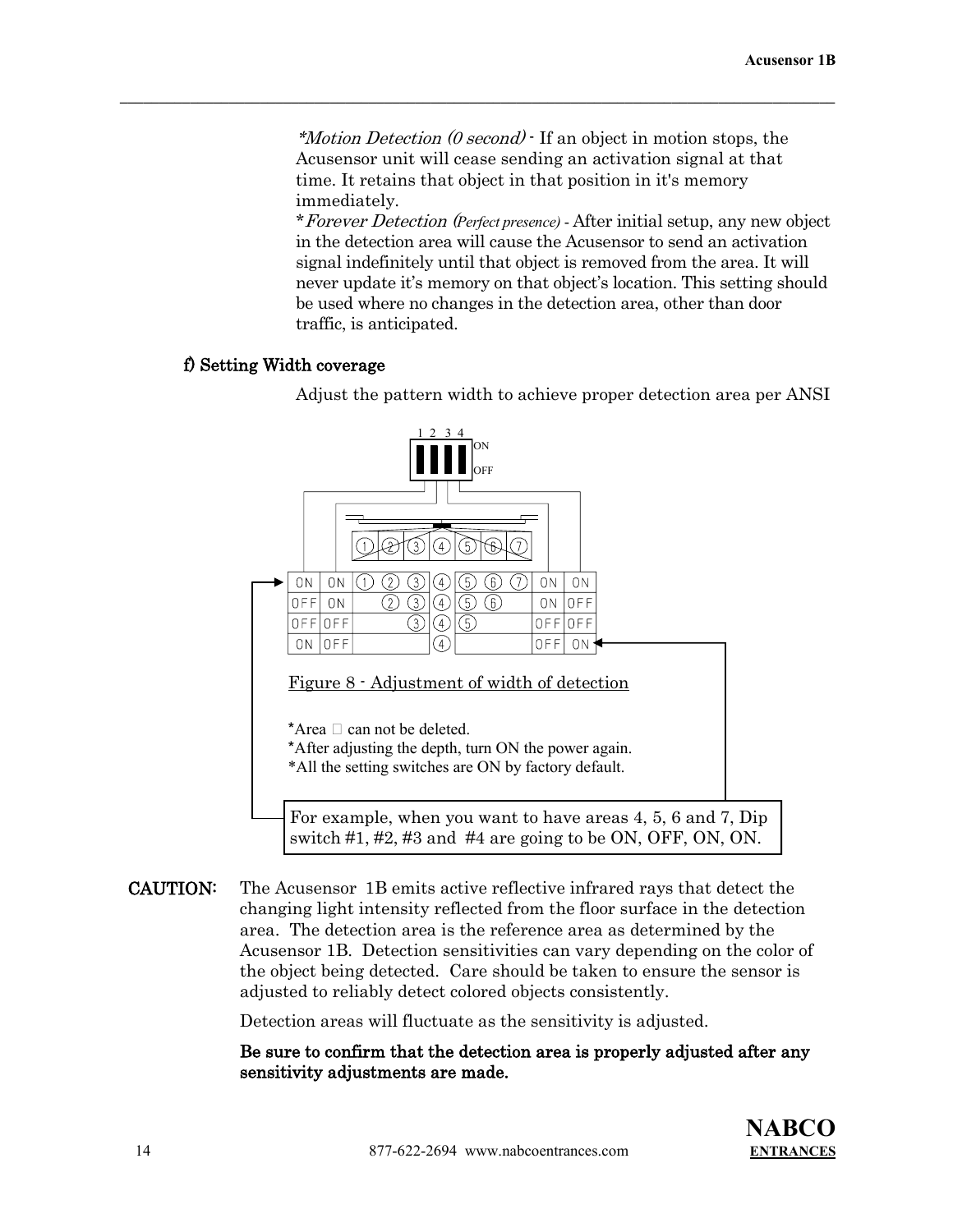*\*Motion Detection (0 second)* - If an object in motion stops, the Acusensor unit will cease sending an activation signal at that time. It retains that object in that position in it's memory immediately.

*\*Forever Detection (Perfect presence)* - After initial setup, any new object in the detection area will cause the Acusensor to send an activation signal indefinitely until that object is removed from the area. It will never update it's memory on that object's location. This setting should be used where no changes in the detection area, other than door traffic, is anticipated.

**f) Setting Width coverage**

Adjust the pattern width to achieve proper detection area per ANSI

| Switch 1 | Switch 2 | Left areas | Center | Right areas | Switch 3 | Switch 4 |
|---|---|---|---|---|---|---|
| ON | ON | ① ② ③ | ④ | ⑤ ⑥ ⑦ | ON | ON |
| OFF | ON | ② ③ | ④ | ⑤ ⑥ | ON | OFF |
| OFF | OFF | ③ | ④ | ⑤ | OFF | OFF |
| ON | OFF | | ④ | | OFF | ON |

Figure 8 - Adjustment of width of detection

\*Area ④ can not be deleted.
\*After adjusting the depth, turn ON the power again.
\*All the setting switches are ON by factory default.

For example, when you want to have areas 4, 5, 6 and 7, Dip switch #1, #2, #3 and #4 are going to be ON, OFF, ON, ON.

**CAUTION:** The Acusensor 1B emits active reflective infrared rays that detect the changing light intensity reflected from the floor surface in the detection area. The detection area is the reference area as determined by the Acusensor 1B. Detection sensitivities can vary depending on the color of the object being detected. Care should be taken to ensure the sensor is adjusted to reliably detect colored objects consistently.

Detection areas will fluctuate as the sensitivity is adjusted.

**Be sure to confirm that the detection area is properly adjusted after any sensitivity adjustments are made.**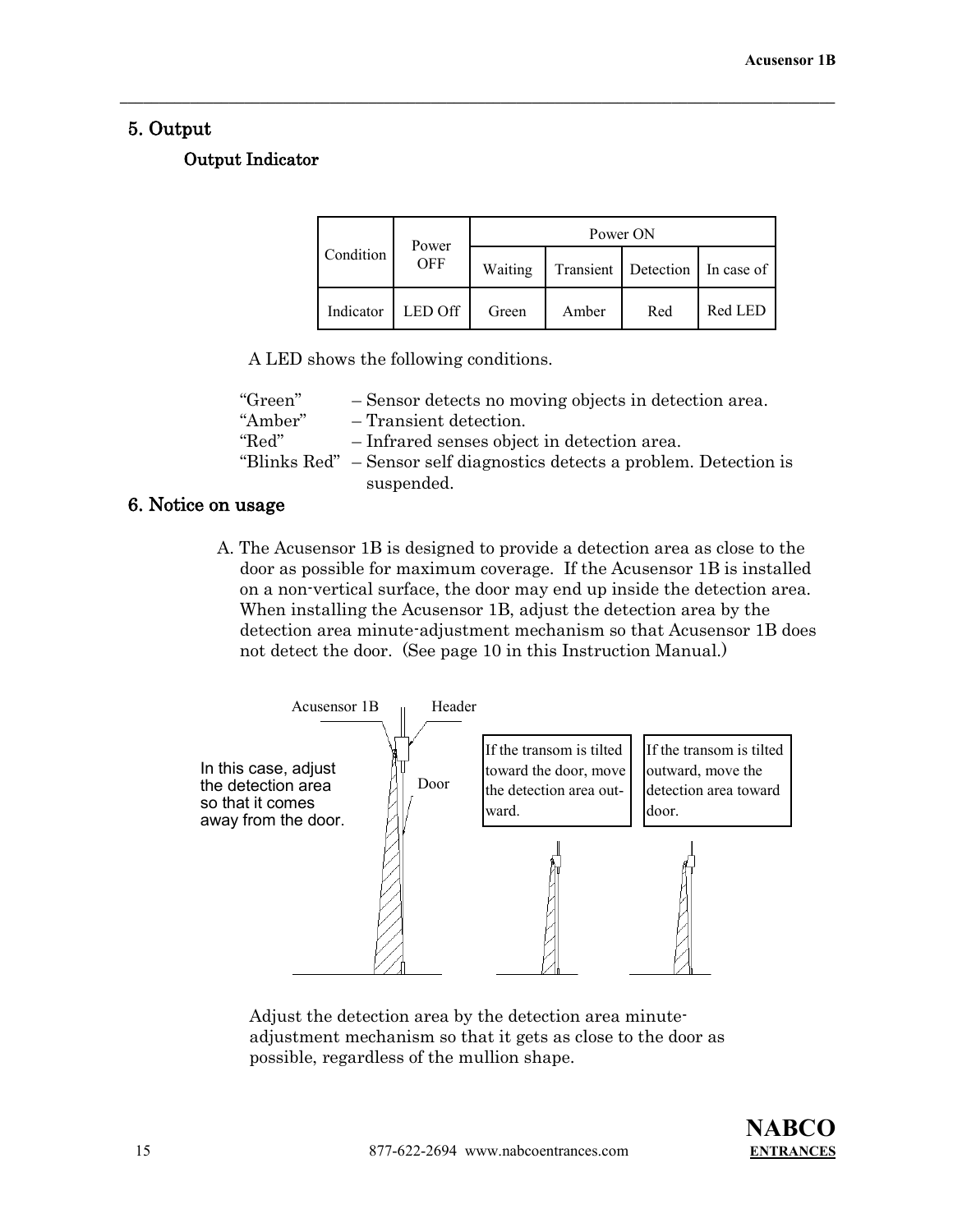## 5. Output

### Output Indicator

| Condition | Power OFF | Power ON | | | |
|---|---|---|---|---|---|
| | | Waiting | Transient | Detection | In case of |
| Indicator | LED Off | Green | Amber | Red | Red LED |

A LED shows the following conditions.

“Green” – Sensor detects no moving objects in detection area.
“Amber” – Transient detection.
“Red” – Infrared senses object in detection area.
“Blinks Red” – Sensor self diagnostics detects a problem. Detection is suspended.

## 6. Notice on usage

A. The Acusensor 1B is designed to provide a detection area as close to the door as possible for maximum coverage. If the Acusensor 1B is installed on a non-vertical surface, the door may end up inside the detection area. When installing the Acusensor 1B, adjust the detection area by the detection area minute-adjustment mechanism so that Acusensor 1B does not detect the door. (See page 10 in this Instruction Manual.)

Acusensor 1B
Header
Door

In this case, adjust the detection area so that it comes away from the door.

If the transom is tilted toward the door, move the detection area outward.

If the transom is tilted outward, move the detection area toward door.

Adjust the detection area by the detection area minute-adjustment mechanism so that it gets as close to the door as possible, regardless of the mullion shape.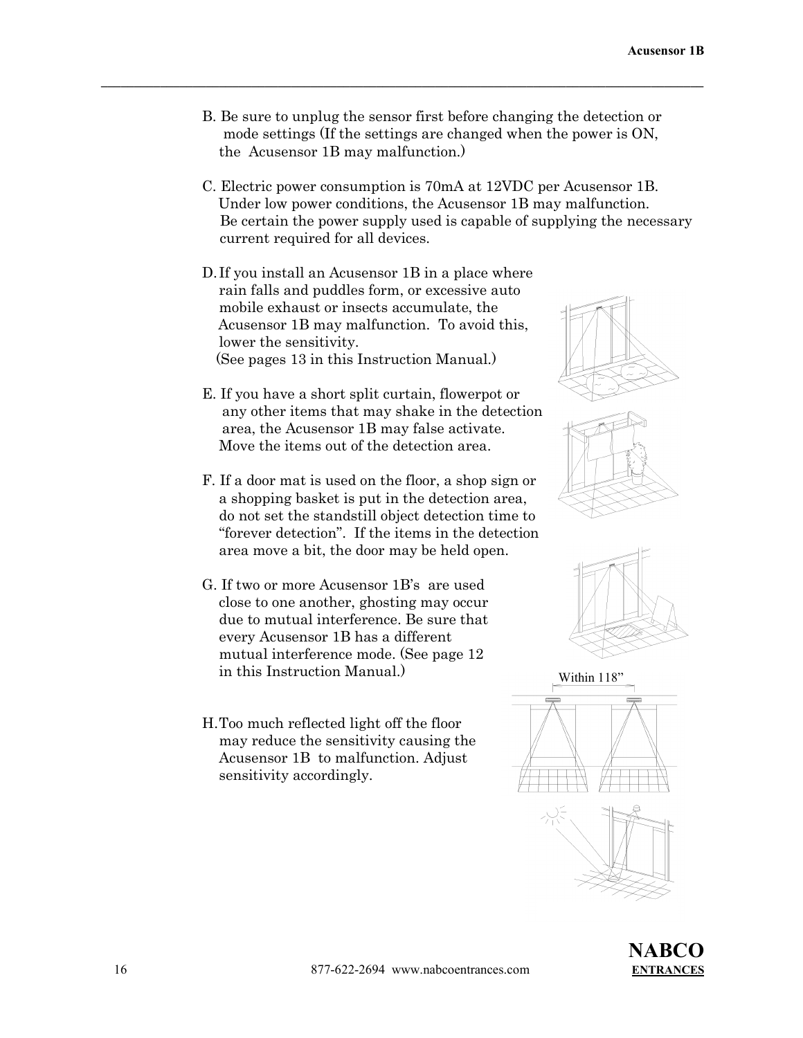B. Be sure to unplug the sensor first before changing the detection or mode settings (If the settings are changed when the power is ON, the Acusensor 1B may malfunction.)

C. Electric power consumption is 70mA at 12VDC per Acusensor 1B. Under low power conditions, the Acusensor 1B may malfunction. Be certain the power supply used is capable of supplying the necessary current required for all devices.

D. If you install an Acusensor 1B in a place where rain falls and puddles form, or excessive auto mobile exhaust or insects accumulate, the Acusensor 1B may malfunction. To avoid this, lower the sensitivity. (See pages 13 in this Instruction Manual.)

E. If you have a short split curtain, flowerpot or any other items that may shake in the detection area, the Acusensor 1B may false activate. Move the items out of the detection area.

F. If a door mat is used on the floor, a shop sign or a shopping basket is put in the detection area, do not set the standstill object detection time to "forever detection". If the items in the detection area move a bit, the door may be held open.

G. If two or more Acusensor 1B's are used close to one another, ghosting may occur due to mutual interference. Be sure that every Acusensor 1B has a different mutual interference mode. (See page 12 in this Instruction Manual.)

Within 118"

H. Too much reflected light off the floor may reduce the sensitivity causing the Acusensor 1B to malfunction. Adjust sensitivity accordingly.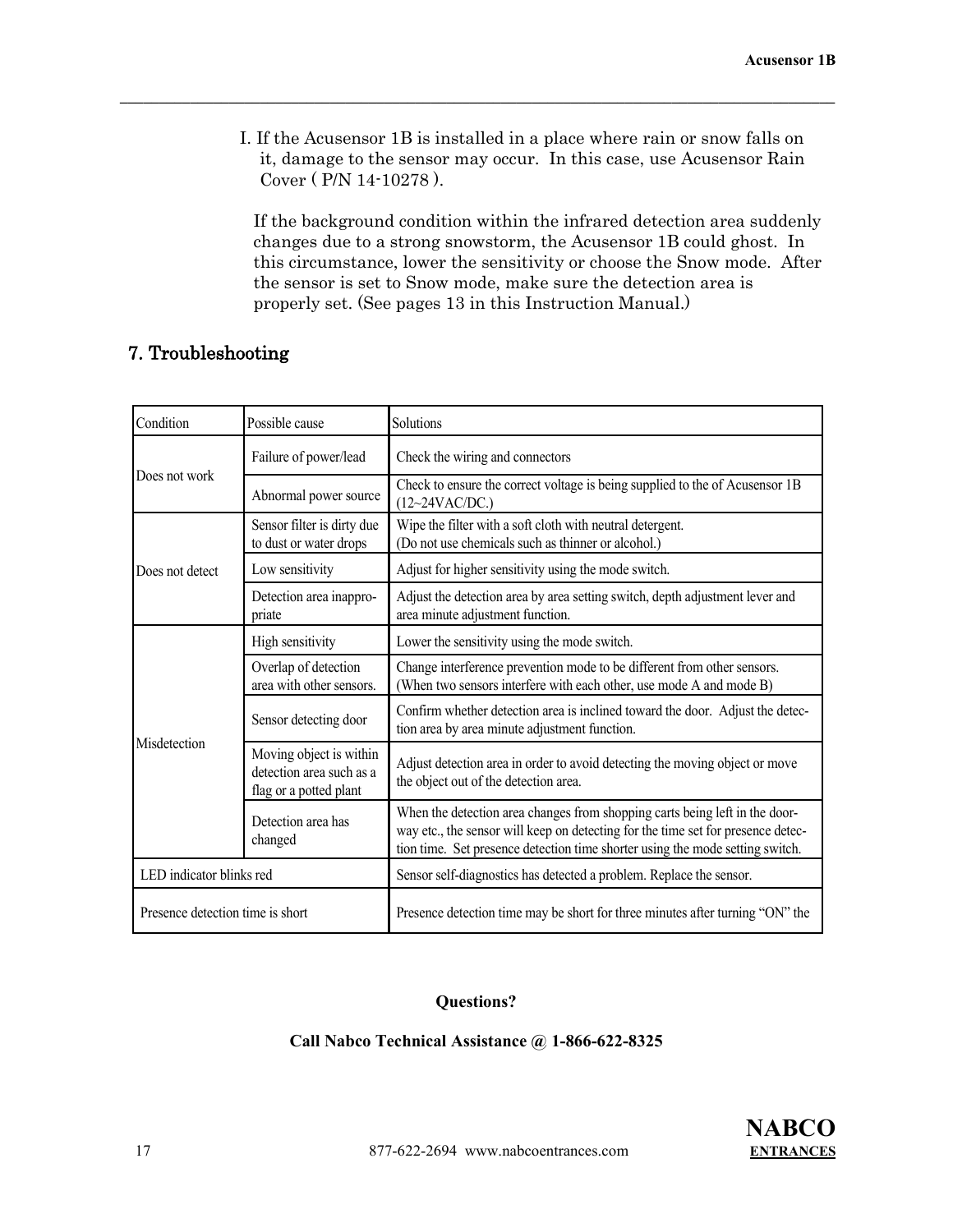I. If the Acusensor 1B is installed in a place where rain or snow falls on it, damage to the sensor may occur. In this case, use Acusensor Rain Cover ( P/N 14-10278 ).

If the background condition within the infrared detection area suddenly changes due to a strong snowstorm, the Acusensor 1B could ghost. In this circumstance, lower the sensitivity or choose the Snow mode. After the sensor is set to Snow mode, make sure the detection area is properly set. (See pages 13 in this Instruction Manual.)

## 7. Troubleshooting

| Condition | Possible cause | Solutions |
|---|---|---|
| Does not work | Failure of power/lead | Check the wiring and connectors |
| | Abnormal power source | Check to ensure the correct voltage is being supplied to the of Acusensor 1B (12~24VAC/DC.) |
| Does not detect | Sensor filter is dirty due to dust or water drops | Wipe the filter with a soft cloth with neutral detergent. (Do not use chemicals such as thinner or alcohol.) |
| | Low sensitivity | Adjust for higher sensitivity using the mode switch. |
| | Detection area inappropriate | Adjust the detection area by area setting switch, depth adjustment lever and area minute adjustment function. |
| Misdetection | High sensitivity | Lower the sensitivity using the mode switch. |
| | Overlap of detection area with other sensors. | Change interference prevention mode to be different from other sensors. (When two sensors interfere with each other, use mode A and mode B) |
| | Sensor detecting door | Confirm whether detection area is inclined toward the door. Adjust the detection area by area minute adjustment function. |
| | Moving object is within detection area such as a flag or a potted plant | Adjust detection area in order to avoid detecting the moving object or move the object out of the detection area. |
| | Detection area has changed | When the detection area changes from shopping carts being left in the doorway etc., the sensor will keep on detecting for the time set for presence detection time. Set presence detection time shorter using the mode setting switch. |
| LED indicator blinks red | | Sensor self-diagnostics has detected a problem. Replace the sensor. |
| Presence detection time is short | | Presence detection time may be short for three minutes after turning "ON" the |

**Questions?**

**Call Nabco Technical Assistance @ 1-866-622-8325**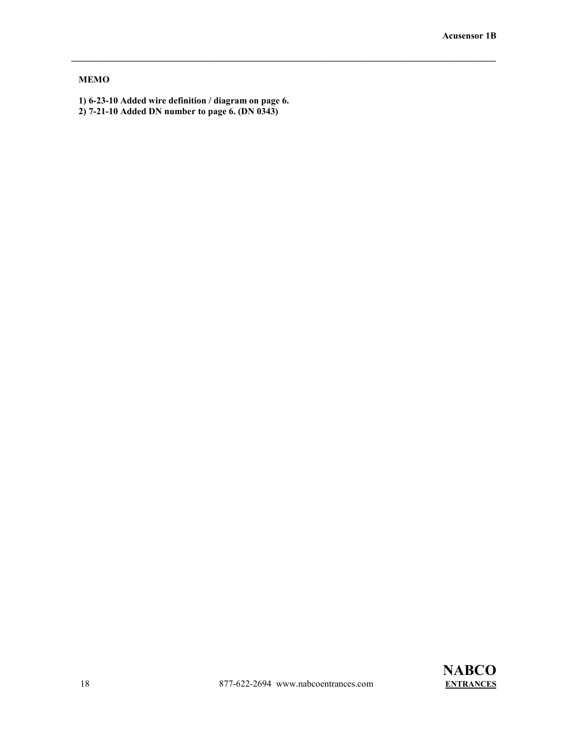**MEMO**

**1) 6-23-10 Added wire definition / diagram on page 6.**
**2) 7-21-10 Added DN number to page 6. (DN 0343)**